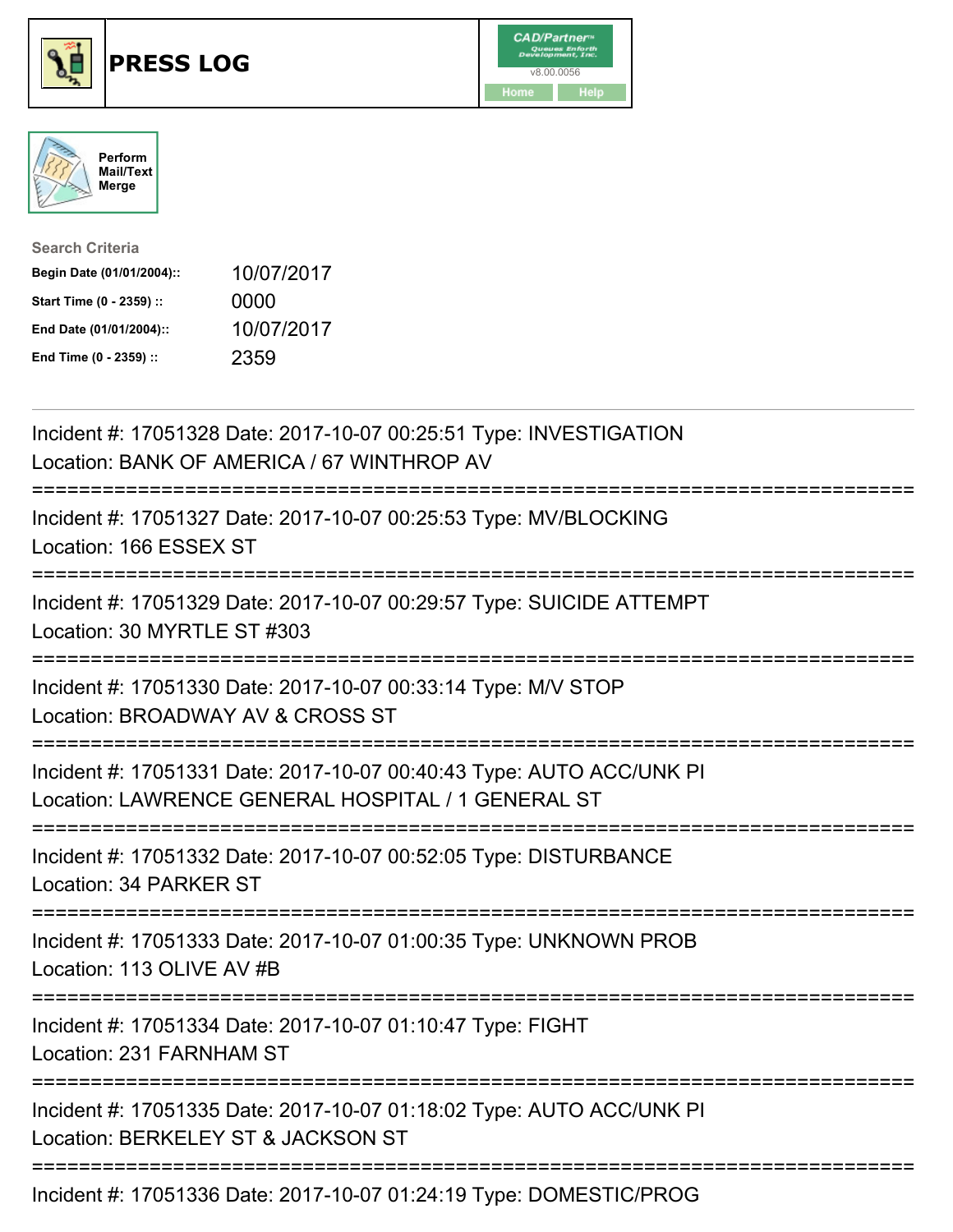# PRESS LOG

Perform Mail/Text Merge

**Search Criteria**

| | |
|---|---|
| **Begin Date (01/01/2004)::** | 10/07/2017 |
| **Start Time (0 - 2359) ::** | 0000 |
| **End Date (01/01/2004)::** | 10/07/2017 |
| **End Time (0 - 2359) ::** | 2359 |

Incident #: 17051328 Date: 2017-10-07 00:25:51 Type: INVESTIGATION
Location: BANK OF AMERICA / 67 WINTHROP AV

===========================================================================

Incident #: 17051327 Date: 2017-10-07 00:25:53 Type: MV/BLOCKING
Location: 166 ESSEX ST

===========================================================================

Incident #: 17051329 Date: 2017-10-07 00:29:57 Type: SUICIDE ATTEMPT
Location: 30 MYRTLE ST #303

===========================================================================

Incident #: 17051330 Date: 2017-10-07 00:33:14 Type: M/V STOP
Location: BROADWAY AV & CROSS ST

===========================================================================

Incident #: 17051331 Date: 2017-10-07 00:40:43 Type: AUTO ACC/UNK PI
Location: LAWRENCE GENERAL HOSPITAL / 1 GENERAL ST

===========================================================================

Incident #: 17051332 Date: 2017-10-07 00:52:05 Type: DISTURBANCE
Location: 34 PARKER ST

===========================================================================

Incident #: 17051333 Date: 2017-10-07 01:00:35 Type: UNKNOWN PROB
Location: 113 OLIVE AV #B

===========================================================================

Incident #: 17051334 Date: 2017-10-07 01:10:47 Type: FIGHT
Location: 231 FARNHAM ST

===========================================================================

Incident #: 17051335 Date: 2017-10-07 01:18:02 Type: AUTO ACC/UNK PI
Location: BERKELEY ST & JACKSON ST

===========================================================================

Incident #: 17051336 Date: 2017-10-07 01:24:19 Type: DOMESTIC/PROG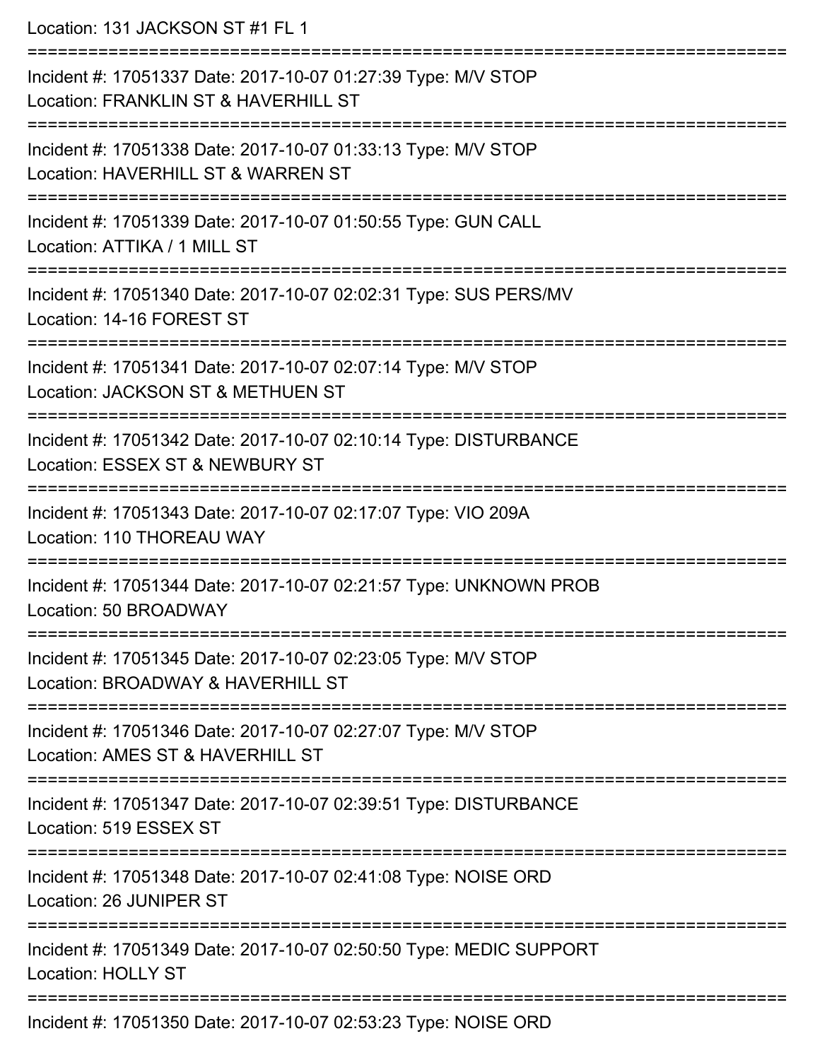Location: 131 JACKSON ST #1 FL 1

===========================================================================

Incident #: 17051337 Date: 2017-10-07 01:27:39 Type: M/V STOP
Location: FRANKLIN ST & HAVERHILL ST

===========================================================================

Incident #: 17051338 Date: 2017-10-07 01:33:13 Type: M/V STOP
Location: HAVERHILL ST & WARREN ST

===========================================================================

Incident #: 17051339 Date: 2017-10-07 01:50:55 Type: GUN CALL
Location: ATTIKA / 1 MILL ST

===========================================================================

Incident #: 17051340 Date: 2017-10-07 02:02:31 Type: SUS PERS/MV
Location: 14-16 FOREST ST

===========================================================================

Incident #: 17051341 Date: 2017-10-07 02:07:14 Type: M/V STOP
Location: JACKSON ST & METHUEN ST

===========================================================================

Incident #: 17051342 Date: 2017-10-07 02:10:14 Type: DISTURBANCE
Location: ESSEX ST & NEWBURY ST

===========================================================================

Incident #: 17051343 Date: 2017-10-07 02:17:07 Type: VIO 209A
Location: 110 THOREAU WAY

===========================================================================

Incident #: 17051344 Date: 2017-10-07 02:21:57 Type: UNKNOWN PROB
Location: 50 BROADWAY

===========================================================================

Incident #: 17051345 Date: 2017-10-07 02:23:05 Type: M/V STOP
Location: BROADWAY & HAVERHILL ST

===========================================================================

Incident #: 17051346 Date: 2017-10-07 02:27:07 Type: M/V STOP
Location: AMES ST & HAVERHILL ST

===========================================================================

Incident #: 17051347 Date: 2017-10-07 02:39:51 Type: DISTURBANCE
Location: 519 ESSEX ST

===========================================================================

Incident #: 17051348 Date: 2017-10-07 02:41:08 Type: NOISE ORD
Location: 26 JUNIPER ST

===========================================================================

Incident #: 17051349 Date: 2017-10-07 02:50:50 Type: MEDIC SUPPORT
Location: HOLLY ST

===========================================================================

Incident #: 17051350 Date: 2017-10-07 02:53:23 Type: NOISE ORD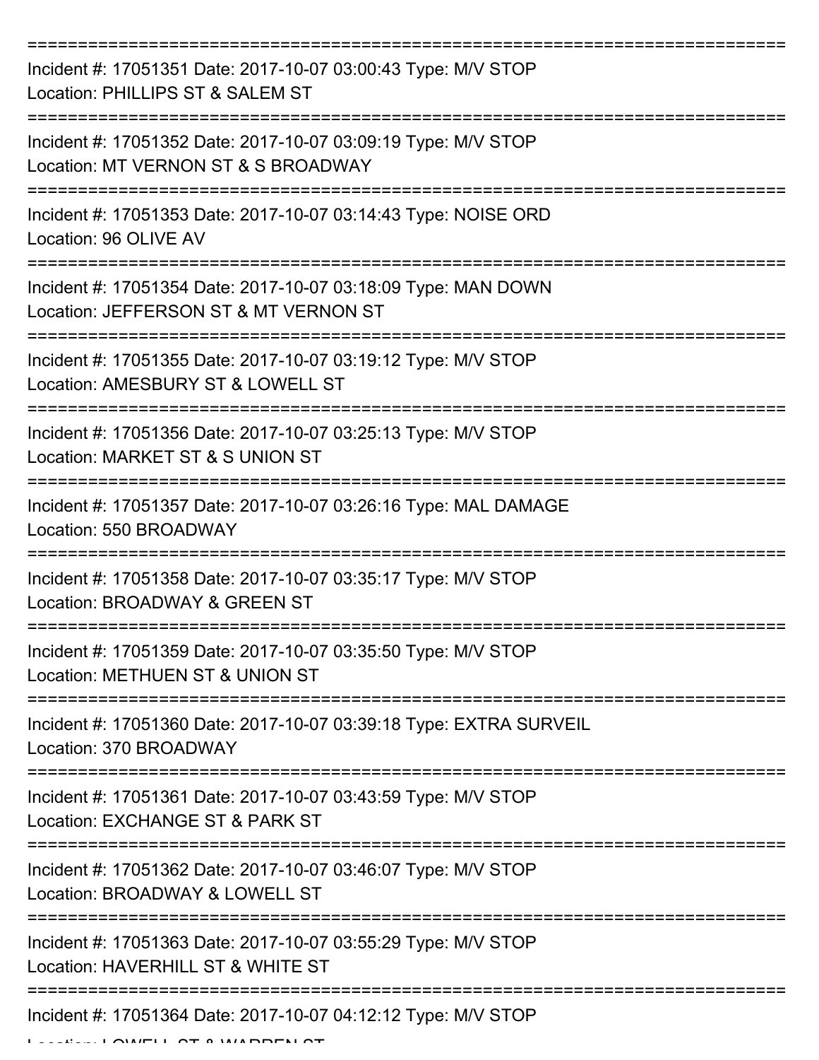===========================================================================

Incident #: 17051351 Date: 2017-10-07 03:00:43 Type: M/V STOP
Location: PHILLIPS ST & SALEM ST

===========================================================================

Incident #: 17051352 Date: 2017-10-07 03:09:19 Type: M/V STOP
Location: MT VERNON ST & S BROADWAY

===========================================================================

Incident #: 17051353 Date: 2017-10-07 03:14:43 Type: NOISE ORD
Location: 96 OLIVE AV

===========================================================================

Incident #: 17051354 Date: 2017-10-07 03:18:09 Type: MAN DOWN
Location: JEFFERSON ST & MT VERNON ST

===========================================================================

Incident #: 17051355 Date: 2017-10-07 03:19:12 Type: M/V STOP
Location: AMESBURY ST & LOWELL ST

===========================================================================

Incident #: 17051356 Date: 2017-10-07 03:25:13 Type: M/V STOP
Location: MARKET ST & S UNION ST

===========================================================================

Incident #: 17051357 Date: 2017-10-07 03:26:16 Type: MAL DAMAGE
Location: 550 BROADWAY

===========================================================================

Incident #: 17051358 Date: 2017-10-07 03:35:17 Type: M/V STOP
Location: BROADWAY & GREEN ST

===========================================================================

Incident #: 17051359 Date: 2017-10-07 03:35:50 Type: M/V STOP
Location: METHUEN ST & UNION ST

===========================================================================

Incident #: 17051360 Date: 2017-10-07 03:39:18 Type: EXTRA SURVEIL
Location: 370 BROADWAY

===========================================================================

Incident #: 17051361 Date: 2017-10-07 03:43:59 Type: M/V STOP
Location: EXCHANGE ST & PARK ST

===========================================================================

Incident #: 17051362 Date: 2017-10-07 03:46:07 Type: M/V STOP
Location: BROADWAY & LOWELL ST

===========================================================================

Incident #: 17051363 Date: 2017-10-07 03:55:29 Type: M/V STOP
Location: HAVERHILL ST & WHITE ST

===========================================================================

Incident #: 17051364 Date: 2017-10-07 04:12:12 Type: M/V STOP
Location: LOWELL ST & WARREN ST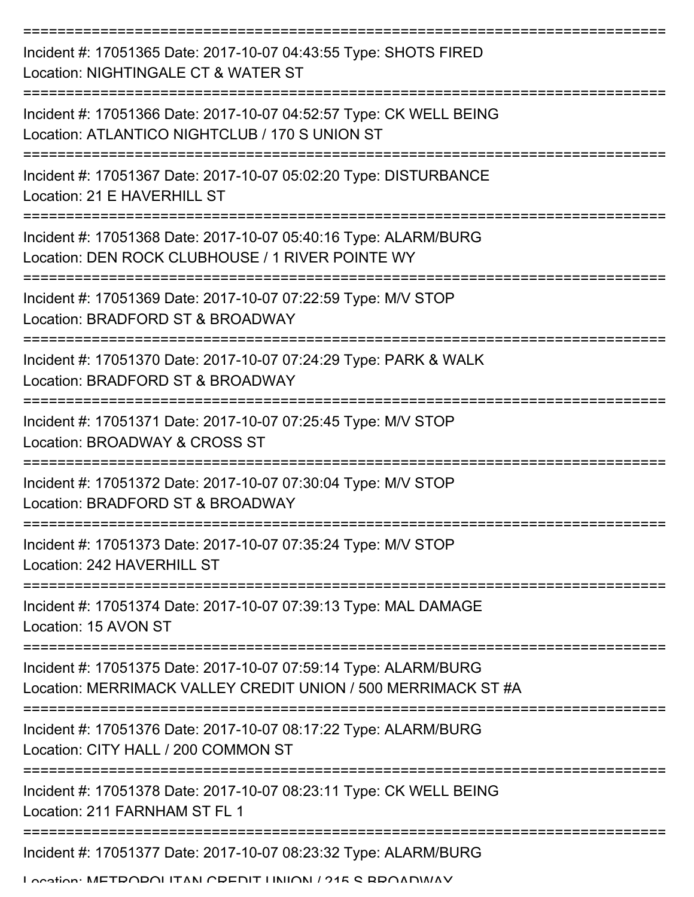===========================================================================

Incident #: 17051365 Date: 2017-10-07 04:43:55 Type: SHOTS FIRED
Location: NIGHTINGALE CT & WATER ST

===========================================================================

Incident #: 17051366 Date: 2017-10-07 04:52:57 Type: CK WELL BEING
Location: ATLANTICO NIGHTCLUB / 170 S UNION ST

===========================================================================

Incident #: 17051367 Date: 2017-10-07 05:02:20 Type: DISTURBANCE
Location: 21 E HAVERHILL ST

===========================================================================

Incident #: 17051368 Date: 2017-10-07 05:40:16 Type: ALARM/BURG
Location: DEN ROCK CLUBHOUSE / 1 RIVER POINTE WY

===========================================================================

Incident #: 17051369 Date: 2017-10-07 07:22:59 Type: M/V STOP
Location: BRADFORD ST & BROADWAY

===========================================================================

Incident #: 17051370 Date: 2017-10-07 07:24:29 Type: PARK & WALK
Location: BRADFORD ST & BROADWAY

===========================================================================

Incident #: 17051371 Date: 2017-10-07 07:25:45 Type: M/V STOP
Location: BROADWAY & CROSS ST

===========================================================================

Incident #: 17051372 Date: 2017-10-07 07:30:04 Type: M/V STOP
Location: BRADFORD ST & BROADWAY

===========================================================================

Incident #: 17051373 Date: 2017-10-07 07:35:24 Type: M/V STOP
Location: 242 HAVERHILL ST

===========================================================================

Incident #: 17051374 Date: 2017-10-07 07:39:13 Type: MAL DAMAGE
Location: 15 AVON ST

===========================================================================

Incident #: 17051375 Date: 2017-10-07 07:59:14 Type: ALARM/BURG
Location: MERRIMACK VALLEY CREDIT UNION / 500 MERRIMACK ST #A

===========================================================================

Incident #: 17051376 Date: 2017-10-07 08:17:22 Type: ALARM/BURG
Location: CITY HALL / 200 COMMON ST

===========================================================================

Incident #: 17051378 Date: 2017-10-07 08:23:11 Type: CK WELL BEING
Location: 211 FARNHAM ST FL 1

===========================================================================

Incident #: 17051377 Date: 2017-10-07 08:23:32 Type: ALARM/BURG
Location: METROPOLITAN CREDIT UNION / 215 S BROADWAY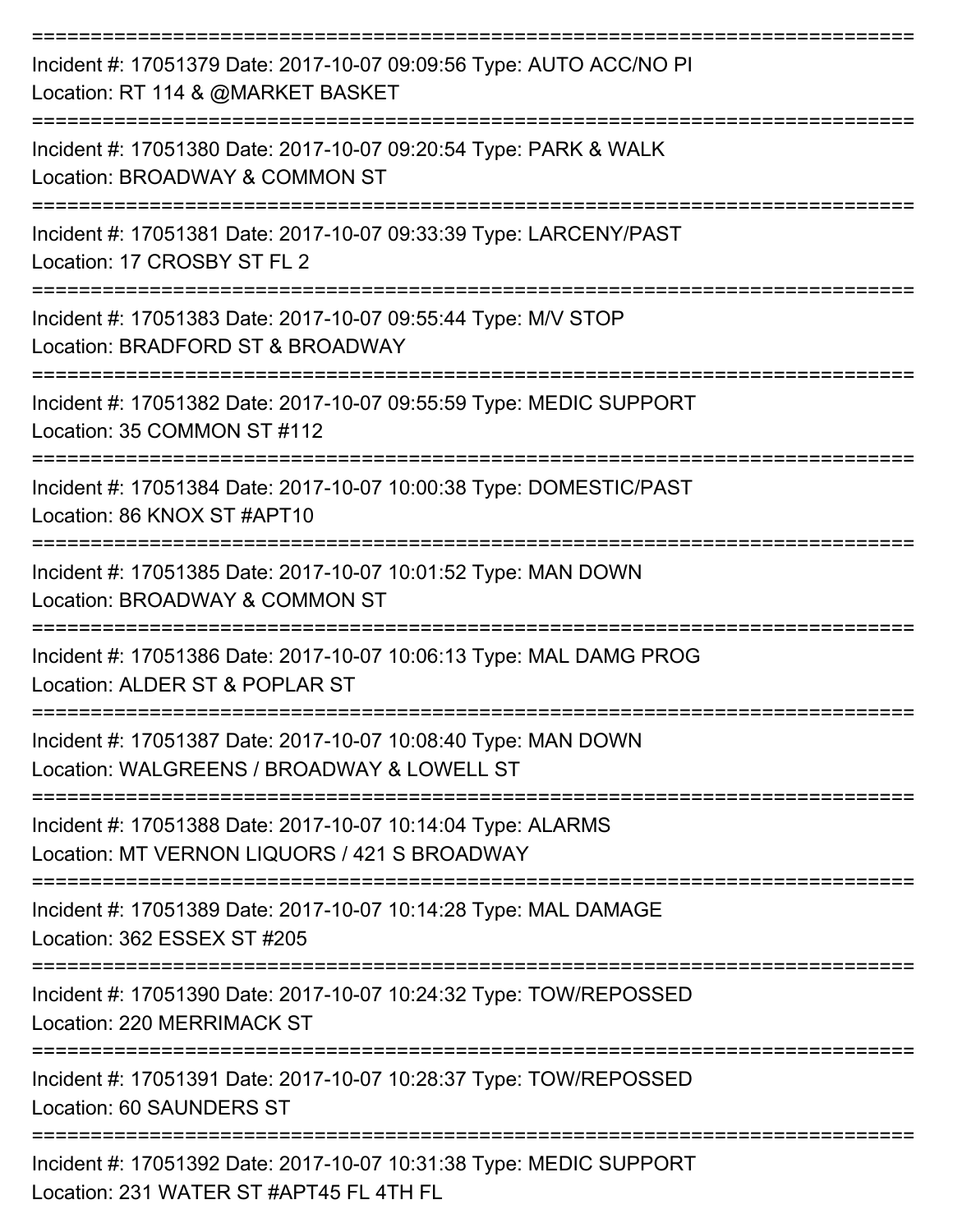Incident #: 17051379 Date: 2017-10-07 09:09:56 Type: AUTO ACC/NO PI
Location: RT 114 & @MARKET BASKET

---

Incident #: 17051380 Date: 2017-10-07 09:20:54 Type: PARK & WALK
Location: BROADWAY & COMMON ST

---

Incident #: 17051381 Date: 2017-10-07 09:33:39 Type: LARCENY/PAST
Location: 17 CROSBY ST FL 2

---

Incident #: 17051383 Date: 2017-10-07 09:55:44 Type: M/V STOP
Location: BRADFORD ST & BROADWAY

---

Incident #: 17051382 Date: 2017-10-07 09:55:59 Type: MEDIC SUPPORT
Location: 35 COMMON ST #112

---

Incident #: 17051384 Date: 2017-10-07 10:00:38 Type: DOMESTIC/PAST
Location: 86 KNOX ST #APT10

---

Incident #: 17051385 Date: 2017-10-07 10:01:52 Type: MAN DOWN
Location: BROADWAY & COMMON ST

---

Incident #: 17051386 Date: 2017-10-07 10:06:13 Type: MAL DAMG PROG
Location: ALDER ST & POPLAR ST

---

Incident #: 17051387 Date: 2017-10-07 10:08:40 Type: MAN DOWN
Location: WALGREENS / BROADWAY & LOWELL ST

---

Incident #: 17051388 Date: 2017-10-07 10:14:04 Type: ALARMS
Location: MT VERNON LIQUORS / 421 S BROADWAY

---

Incident #: 17051389 Date: 2017-10-07 10:14:28 Type: MAL DAMAGE
Location: 362 ESSEX ST #205

---

Incident #: 17051390 Date: 2017-10-07 10:24:32 Type: TOW/REPOSSED
Location: 220 MERRIMACK ST

---

Incident #: 17051391 Date: 2017-10-07 10:28:37 Type: TOW/REPOSSED
Location: 60 SAUNDERS ST

---

Incident #: 17051392 Date: 2017-10-07 10:31:38 Type: MEDIC SUPPORT
Location: 231 WATER ST #APT45 FL 4TH FL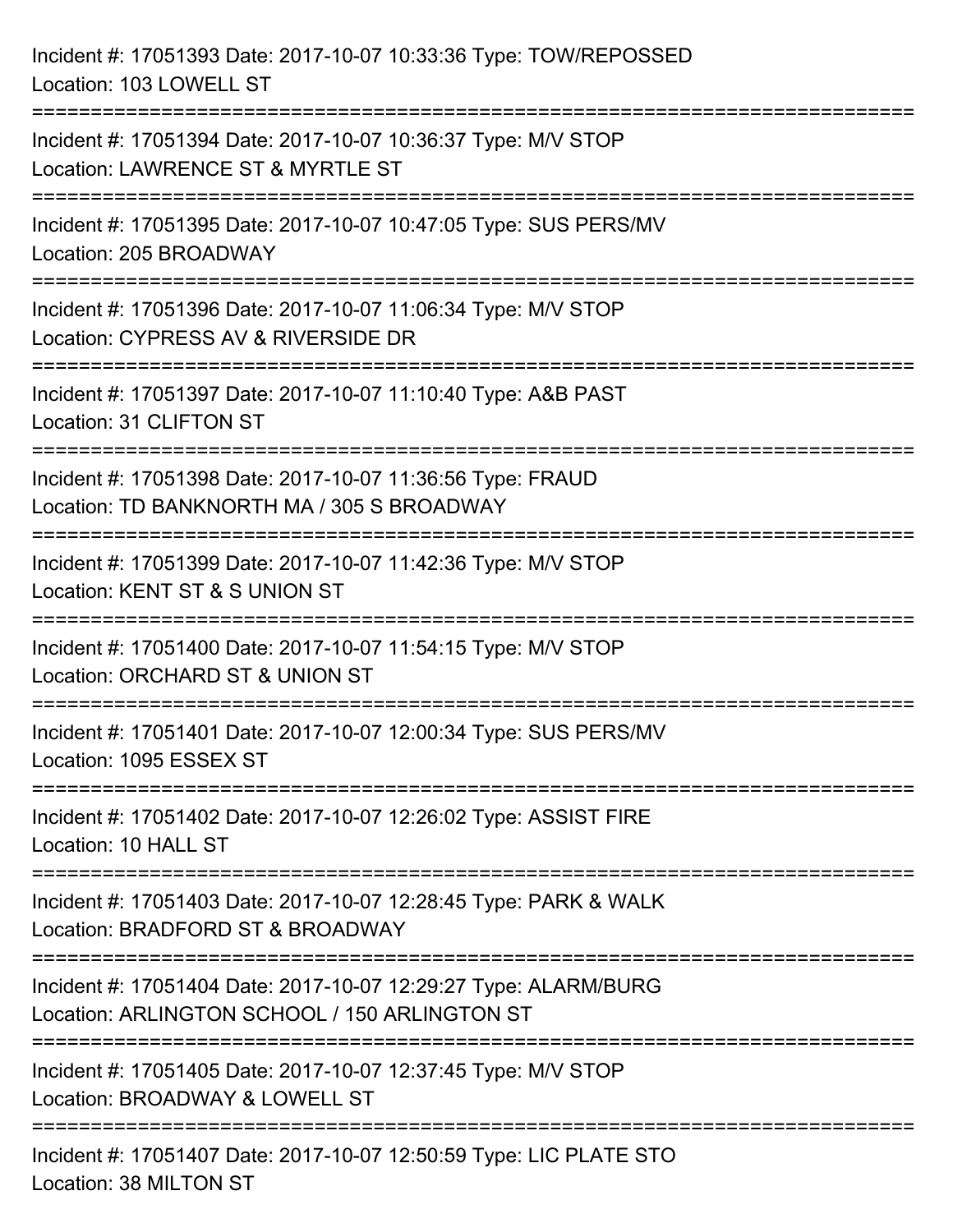Incident #: 17051393 Date: 2017-10-07 10:33:36 Type: TOW/REPOSSED
Location: 103 LOWELL ST

===========================================================================

Incident #: 17051394 Date: 2017-10-07 10:36:37 Type: M/V STOP
Location: LAWRENCE ST & MYRTLE ST

===========================================================================

Incident #: 17051395 Date: 2017-10-07 10:47:05 Type: SUS PERS/MV
Location: 205 BROADWAY

===========================================================================

Incident #: 17051396 Date: 2017-10-07 11:06:34 Type: M/V STOP
Location: CYPRESS AV & RIVERSIDE DR

===========================================================================

Incident #: 17051397 Date: 2017-10-07 11:10:40 Type: A&B PAST
Location: 31 CLIFTON ST

===========================================================================

Incident #: 17051398 Date: 2017-10-07 11:36:56 Type: FRAUD
Location: TD BANKNORTH MA / 305 S BROADWAY

===========================================================================

Incident #: 17051399 Date: 2017-10-07 11:42:36 Type: M/V STOP
Location: KENT ST & S UNION ST

===========================================================================

Incident #: 17051400 Date: 2017-10-07 11:54:15 Type: M/V STOP
Location: ORCHARD ST & UNION ST

===========================================================================

Incident #: 17051401 Date: 2017-10-07 12:00:34 Type: SUS PERS/MV
Location: 1095 ESSEX ST

===========================================================================

Incident #: 17051402 Date: 2017-10-07 12:26:02 Type: ASSIST FIRE
Location: 10 HALL ST

===========================================================================

Incident #: 17051403 Date: 2017-10-07 12:28:45 Type: PARK & WALK
Location: BRADFORD ST & BROADWAY

===========================================================================

Incident #: 17051404 Date: 2017-10-07 12:29:27 Type: ALARM/BURG
Location: ARLINGTON SCHOOL / 150 ARLINGTON ST

===========================================================================

Incident #: 17051405 Date: 2017-10-07 12:37:45 Type: M/V STOP
Location: BROADWAY & LOWELL ST

===========================================================================

Incident #: 17051407 Date: 2017-10-07 12:50:59 Type: LIC PLATE STO
Location: 38 MILTON ST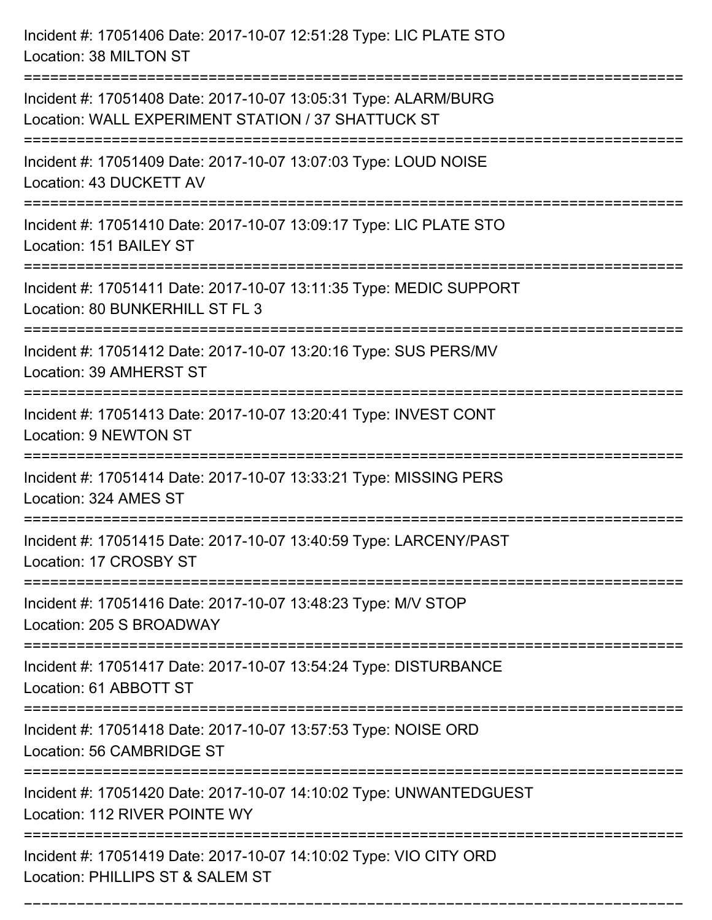Incident #: 17051406 Date: 2017-10-07 12:51:28 Type: LIC PLATE STO
Location: 38 MILTON ST

===========================================================================

Incident #: 17051408 Date: 2017-10-07 13:05:31 Type: ALARM/BURG
Location: WALL EXPERIMENT STATION / 37 SHATTUCK ST

===========================================================================

Incident #: 17051409 Date: 2017-10-07 13:07:03 Type: LOUD NOISE
Location: 43 DUCKETT AV

===========================================================================

Incident #: 17051410 Date: 2017-10-07 13:09:17 Type: LIC PLATE STO
Location: 151 BAILEY ST

===========================================================================

Incident #: 17051411 Date: 2017-10-07 13:11:35 Type: MEDIC SUPPORT
Location: 80 BUNKERHILL ST FL 3

===========================================================================

Incident #: 17051412 Date: 2017-10-07 13:20:16 Type: SUS PERS/MV
Location: 39 AMHERST ST

===========================================================================

Incident #: 17051413 Date: 2017-10-07 13:20:41 Type: INVEST CONT
Location: 9 NEWTON ST

===========================================================================

Incident #: 17051414 Date: 2017-10-07 13:33:21 Type: MISSING PERS
Location: 324 AMES ST

===========================================================================

Incident #: 17051415 Date: 2017-10-07 13:40:59 Type: LARCENY/PAST
Location: 17 CROSBY ST

===========================================================================

Incident #: 17051416 Date: 2017-10-07 13:48:23 Type: M/V STOP
Location: 205 S BROADWAY

===========================================================================

Incident #: 17051417 Date: 2017-10-07 13:54:24 Type: DISTURBANCE
Location: 61 ABBOTT ST

===========================================================================

Incident #: 17051418 Date: 2017-10-07 13:57:53 Type: NOISE ORD
Location: 56 CAMBRIDGE ST

===========================================================================

Incident #: 17051420 Date: 2017-10-07 14:10:02 Type: UNWANTEDGUEST
Location: 112 RIVER POINTE WY

===========================================================================

Incident #: 17051419 Date: 2017-10-07 14:10:02 Type: VIO CITY ORD
Location: PHILLIPS ST & SALEM ST

===========================================================================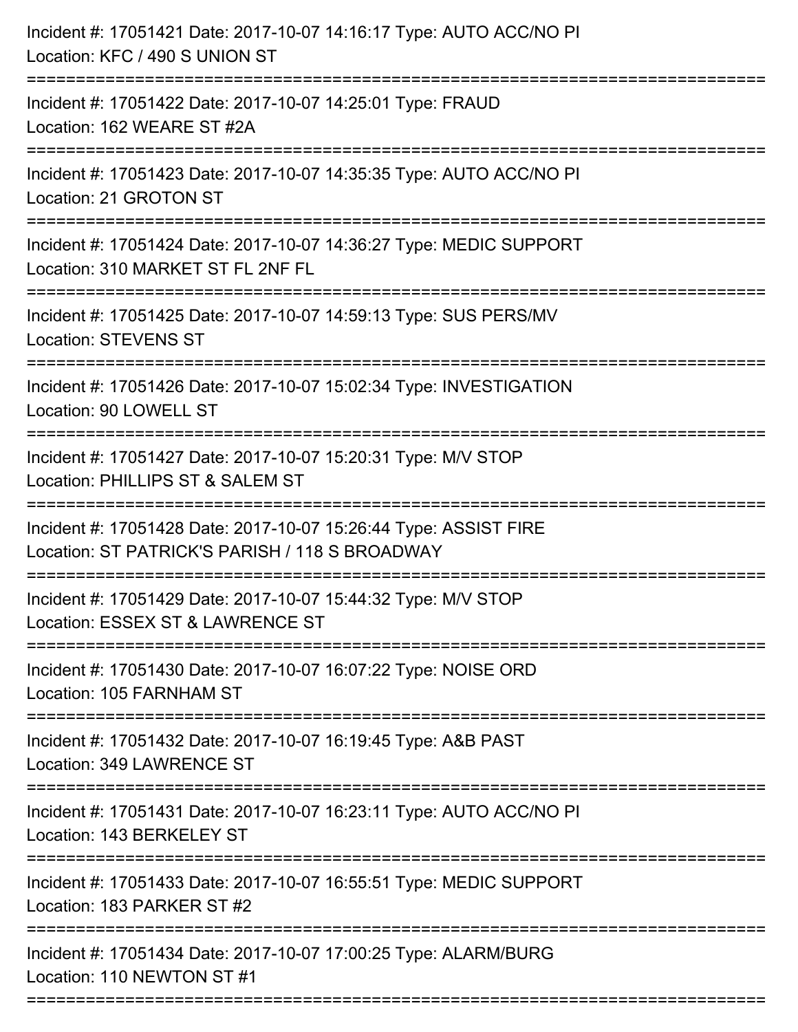Incident #: 17051421 Date: 2017-10-07 14:16:17 Type: AUTO ACC/NO PI
Location: KFC / 490 S UNION ST

===========================================================================

Incident #: 17051422 Date: 2017-10-07 14:25:01 Type: FRAUD
Location: 162 WEARE ST #2A

===========================================================================

Incident #: 17051423 Date: 2017-10-07 14:35:35 Type: AUTO ACC/NO PI
Location: 21 GROTON ST

===========================================================================

Incident #: 17051424 Date: 2017-10-07 14:36:27 Type: MEDIC SUPPORT
Location: 310 MARKET ST FL 2NF FL

===========================================================================

Incident #: 17051425 Date: 2017-10-07 14:59:13 Type: SUS PERS/MV
Location: STEVENS ST

===========================================================================

Incident #: 17051426 Date: 2017-10-07 15:02:34 Type: INVESTIGATION
Location: 90 LOWELL ST

===========================================================================

Incident #: 17051427 Date: 2017-10-07 15:20:31 Type: M/V STOP
Location: PHILLIPS ST & SALEM ST

===========================================================================

Incident #: 17051428 Date: 2017-10-07 15:26:44 Type: ASSIST FIRE
Location: ST PATRICK'S PARISH / 118 S BROADWAY

===========================================================================

Incident #: 17051429 Date: 2017-10-07 15:44:32 Type: M/V STOP
Location: ESSEX ST & LAWRENCE ST

===========================================================================

Incident #: 17051430 Date: 2017-10-07 16:07:22 Type: NOISE ORD
Location: 105 FARNHAM ST

===========================================================================

Incident #: 17051432 Date: 2017-10-07 16:19:45 Type: A&B PAST
Location: 349 LAWRENCE ST

===========================================================================

Incident #: 17051431 Date: 2017-10-07 16:23:11 Type: AUTO ACC/NO PI
Location: 143 BERKELEY ST

===========================================================================

Incident #: 17051433 Date: 2017-10-07 16:55:51 Type: MEDIC SUPPORT
Location: 183 PARKER ST #2

===========================================================================

Incident #: 17051434 Date: 2017-10-07 17:00:25 Type: ALARM/BURG
Location: 110 NEWTON ST #1

===========================================================================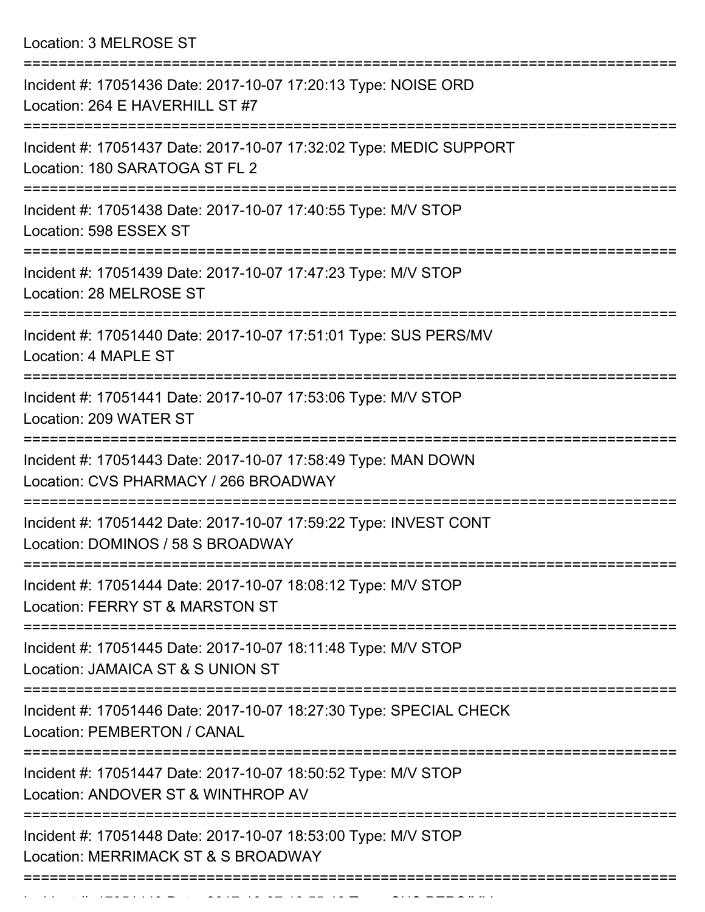Location: 3 MELROSE ST

===========================================================================

Incident #: 17051436 Date: 2017-10-07 17:20:13 Type: NOISE ORD
Location: 264 E HAVERHILL ST #7

===========================================================================

Incident #: 17051437 Date: 2017-10-07 17:32:02 Type: MEDIC SUPPORT
Location: 180 SARATOGA ST FL 2

===========================================================================

Incident #: 17051438 Date: 2017-10-07 17:40:55 Type: M/V STOP
Location: 598 ESSEX ST

===========================================================================

Incident #: 17051439 Date: 2017-10-07 17:47:23 Type: M/V STOP
Location: 28 MELROSE ST

===========================================================================

Incident #: 17051440 Date: 2017-10-07 17:51:01 Type: SUS PERS/MV
Location: 4 MAPLE ST

===========================================================================

Incident #: 17051441 Date: 2017-10-07 17:53:06 Type: M/V STOP
Location: 209 WATER ST

===========================================================================

Incident #: 17051443 Date: 2017-10-07 17:58:49 Type: MAN DOWN
Location: CVS PHARMACY / 266 BROADWAY

===========================================================================

Incident #: 17051442 Date: 2017-10-07 17:59:22 Type: INVEST CONT
Location: DOMINOS / 58 S BROADWAY

===========================================================================

Incident #: 17051444 Date: 2017-10-07 18:08:12 Type: M/V STOP
Location: FERRY ST & MARSTON ST

===========================================================================

Incident #: 17051445 Date: 2017-10-07 18:11:48 Type: M/V STOP
Location: JAMAICA ST & S UNION ST

===========================================================================

Incident #: 17051446 Date: 2017-10-07 18:27:30 Type: SPECIAL CHECK
Location: PEMBERTON / CANAL

===========================================================================

Incident #: 17051447 Date: 2017-10-07 18:50:52 Type: M/V STOP
Location: ANDOVER ST & WINTHROP AV

===========================================================================

Incident #: 17051448 Date: 2017-10-07 18:53:00 Type: M/V STOP
Location: MERRIMACK ST & S BROADWAY

===========================================================================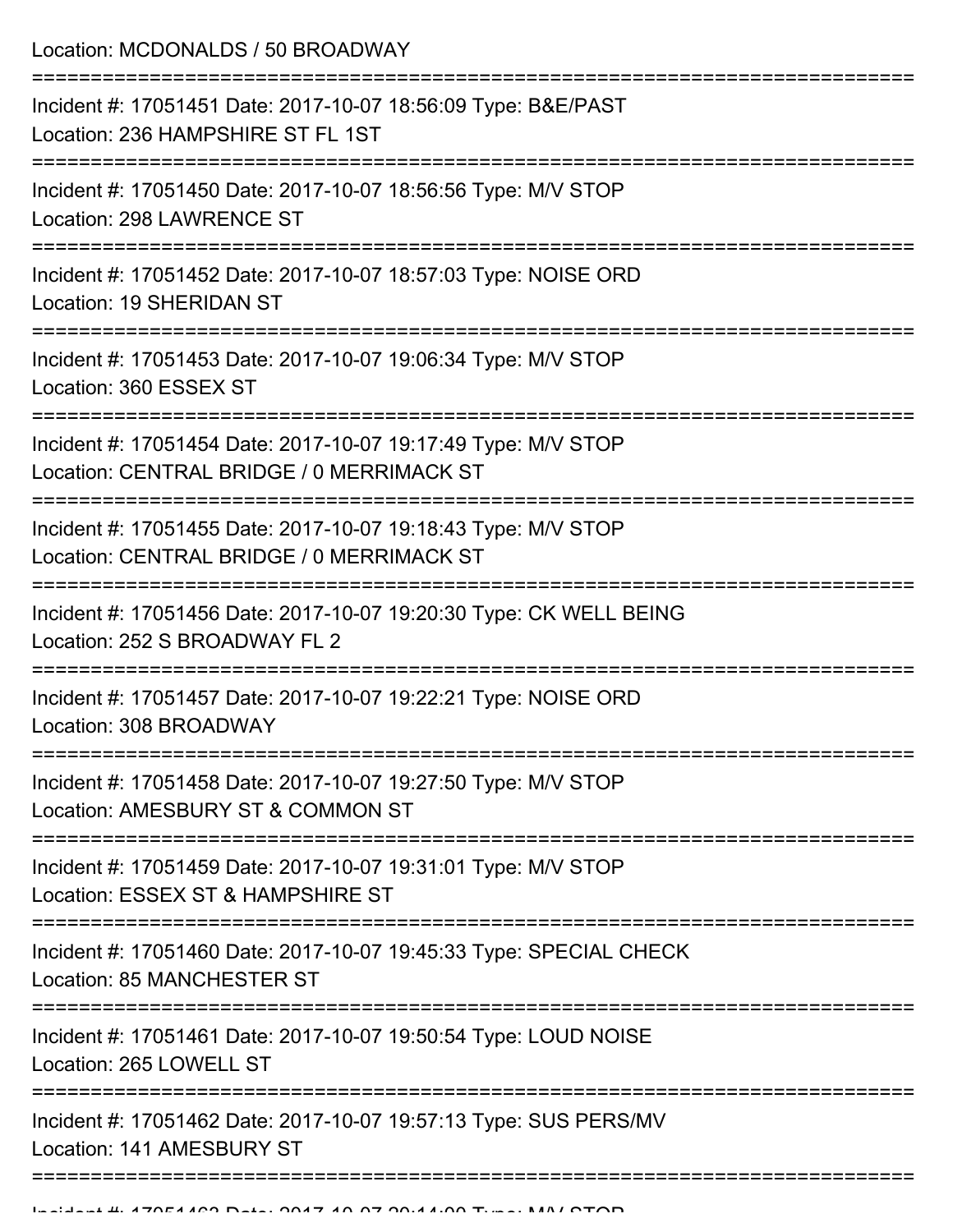Location: MCDONALDS / 50 BROADWAY

===========================================================================

Incident #: 17051451 Date: 2017-10-07 18:56:09 Type: B&E/PAST
Location: 236 HAMPSHIRE ST FL 1ST

===========================================================================

Incident #: 17051450 Date: 2017-10-07 18:56:56 Type: M/V STOP
Location: 298 LAWRENCE ST

===========================================================================

Incident #: 17051452 Date: 2017-10-07 18:57:03 Type: NOISE ORD
Location: 19 SHERIDAN ST

===========================================================================

Incident #: 17051453 Date: 2017-10-07 19:06:34 Type: M/V STOP
Location: 360 ESSEX ST

===========================================================================

Incident #: 17051454 Date: 2017-10-07 19:17:49 Type: M/V STOP
Location: CENTRAL BRIDGE / 0 MERRIMACK ST

===========================================================================

Incident #: 17051455 Date: 2017-10-07 19:18:43 Type: M/V STOP
Location: CENTRAL BRIDGE / 0 MERRIMACK ST

===========================================================================

Incident #: 17051456 Date: 2017-10-07 19:20:30 Type: CK WELL BEING
Location: 252 S BROADWAY FL 2

===========================================================================

Incident #: 17051457 Date: 2017-10-07 19:22:21 Type: NOISE ORD
Location: 308 BROADWAY

===========================================================================

Incident #: 17051458 Date: 2017-10-07 19:27:50 Type: M/V STOP
Location: AMESBURY ST & COMMON ST

===========================================================================

Incident #: 17051459 Date: 2017-10-07 19:31:01 Type: M/V STOP
Location: ESSEX ST & HAMPSHIRE ST

===========================================================================

Incident #: 17051460 Date: 2017-10-07 19:45:33 Type: SPECIAL CHECK
Location: 85 MANCHESTER ST

===========================================================================

Incident #: 17051461 Date: 2017-10-07 19:50:54 Type: LOUD NOISE
Location: 265 LOWELL ST

===========================================================================

Incident #: 17051462 Date: 2017-10-07 19:57:13 Type: SUS PERS/MV
Location: 141 AMESBURY ST

===========================================================================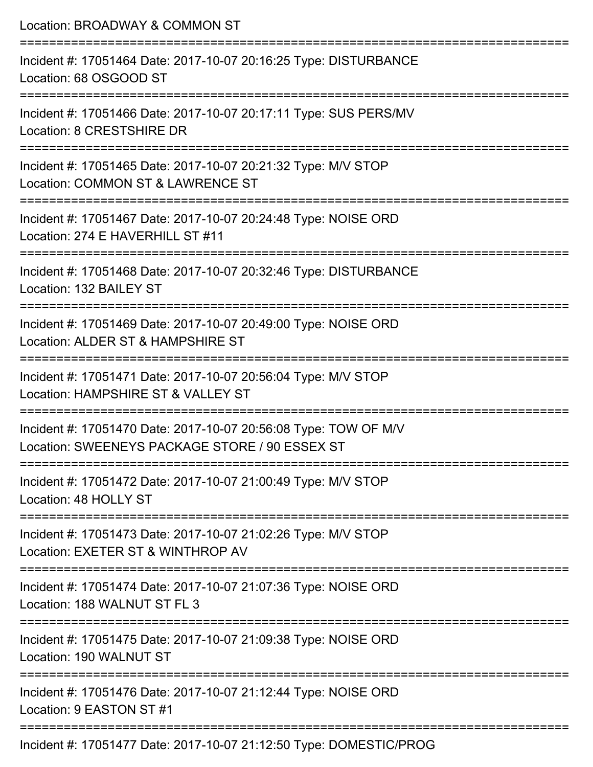Location: BROADWAY & COMMON ST

===========================================================================

Incident #: 17051464 Date: 2017-10-07 20:16:25 Type: DISTURBANCE
Location: 68 OSGOOD ST

===========================================================================

Incident #: 17051466 Date: 2017-10-07 20:17:11 Type: SUS PERS/MV
Location: 8 CRESTSHIRE DR

===========================================================================

Incident #: 17051465 Date: 2017-10-07 20:21:32 Type: M/V STOP
Location: COMMON ST & LAWRENCE ST

===========================================================================

Incident #: 17051467 Date: 2017-10-07 20:24:48 Type: NOISE ORD
Location: 274 E HAVERHILL ST #11

===========================================================================

Incident #: 17051468 Date: 2017-10-07 20:32:46 Type: DISTURBANCE
Location: 132 BAILEY ST

===========================================================================

Incident #: 17051469 Date: 2017-10-07 20:49:00 Type: NOISE ORD
Location: ALDER ST & HAMPSHIRE ST

===========================================================================

Incident #: 17051471 Date: 2017-10-07 20:56:04 Type: M/V STOP
Location: HAMPSHIRE ST & VALLEY ST

===========================================================================

Incident #: 17051470 Date: 2017-10-07 20:56:08 Type: TOW OF M/V
Location: SWEENEYS PACKAGE STORE / 90 ESSEX ST

===========================================================================

Incident #: 17051472 Date: 2017-10-07 21:00:49 Type: M/V STOP
Location: 48 HOLLY ST

===========================================================================

Incident #: 17051473 Date: 2017-10-07 21:02:26 Type: M/V STOP
Location: EXETER ST & WINTHROP AV

===========================================================================

Incident #: 17051474 Date: 2017-10-07 21:07:36 Type: NOISE ORD
Location: 188 WALNUT ST FL 3

===========================================================================

Incident #: 17051475 Date: 2017-10-07 21:09:38 Type: NOISE ORD
Location: 190 WALNUT ST

===========================================================================

Incident #: 17051476 Date: 2017-10-07 21:12:44 Type: NOISE ORD
Location: 9 EASTON ST #1

===========================================================================

Incident #: 17051477 Date: 2017-10-07 21:12:50 Type: DOMESTIC/PROG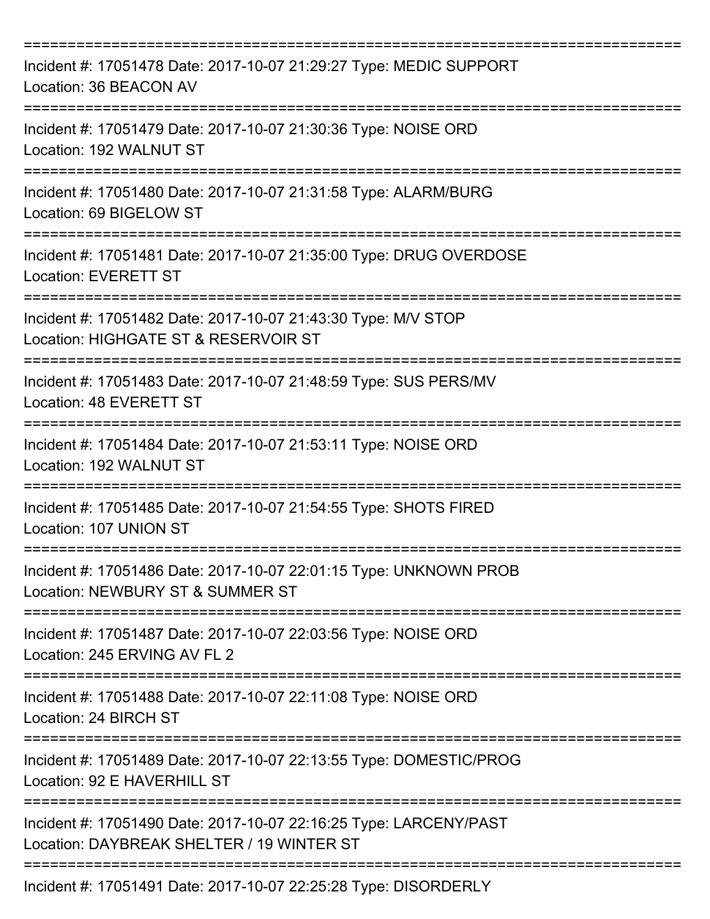===========================================================================

Incident #: 17051478 Date: 2017-10-07 21:29:27 Type: MEDIC SUPPORT
Location: 36 BEACON AV

===========================================================================

Incident #: 17051479 Date: 2017-10-07 21:30:36 Type: NOISE ORD
Location: 192 WALNUT ST

===========================================================================

Incident #: 17051480 Date: 2017-10-07 21:31:58 Type: ALARM/BURG
Location: 69 BIGELOW ST

===========================================================================

Incident #: 17051481 Date: 2017-10-07 21:35:00 Type: DRUG OVERDOSE
Location: EVERETT ST

===========================================================================

Incident #: 17051482 Date: 2017-10-07 21:43:30 Type: M/V STOP
Location: HIGHGATE ST & RESERVOIR ST

===========================================================================

Incident #: 17051483 Date: 2017-10-07 21:48:59 Type: SUS PERS/MV
Location: 48 EVERETT ST

===========================================================================

Incident #: 17051484 Date: 2017-10-07 21:53:11 Type: NOISE ORD
Location: 192 WALNUT ST

===========================================================================

Incident #: 17051485 Date: 2017-10-07 21:54:55 Type: SHOTS FIRED
Location: 107 UNION ST

===========================================================================

Incident #: 17051486 Date: 2017-10-07 22:01:15 Type: UNKNOWN PROB
Location: NEWBURY ST & SUMMER ST

===========================================================================

Incident #: 17051487 Date: 2017-10-07 22:03:56 Type: NOISE ORD
Location: 245 ERVING AV FL 2

===========================================================================

Incident #: 17051488 Date: 2017-10-07 22:11:08 Type: NOISE ORD
Location: 24 BIRCH ST

===========================================================================

Incident #: 17051489 Date: 2017-10-07 22:13:55 Type: DOMESTIC/PROG
Location: 92 E HAVERHILL ST

===========================================================================

Incident #: 17051490 Date: 2017-10-07 22:16:25 Type: LARCENY/PAST
Location: DAYBREAK SHELTER / 19 WINTER ST

===========================================================================

Incident #: 17051491 Date: 2017-10-07 22:25:28 Type: DISORDERLY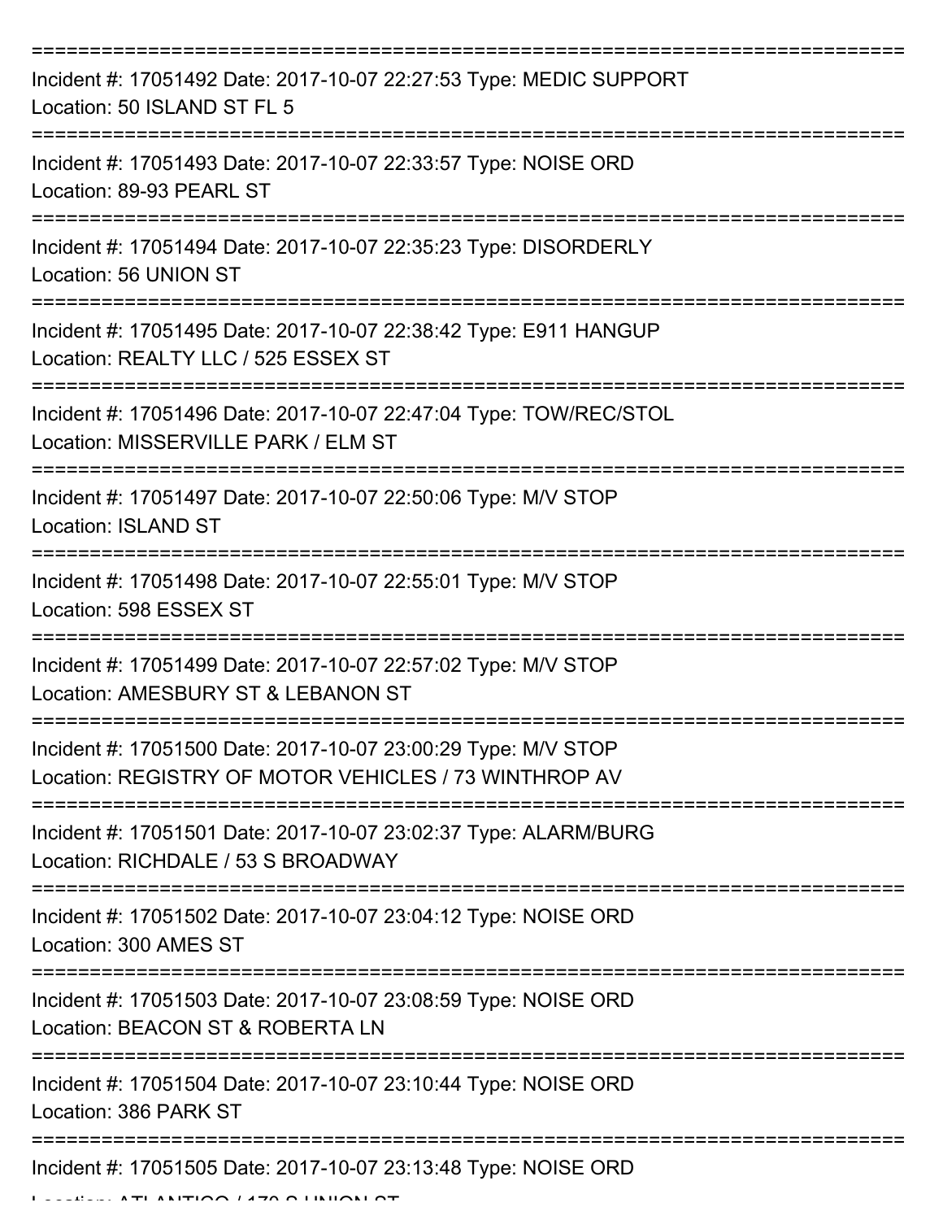===========================================================================

Incident #: 17051492 Date: 2017-10-07 22:27:53 Type: MEDIC SUPPORT
Location: 50 ISLAND ST FL 5

===========================================================================

Incident #: 17051493 Date: 2017-10-07 22:33:57 Type: NOISE ORD
Location: 89-93 PEARL ST

===========================================================================

Incident #: 17051494 Date: 2017-10-07 22:35:23 Type: DISORDERLY
Location: 56 UNION ST

===========================================================================

Incident #: 17051495 Date: 2017-10-07 22:38:42 Type: E911 HANGUP
Location: REALTY LLC / 525 ESSEX ST

===========================================================================

Incident #: 17051496 Date: 2017-10-07 22:47:04 Type: TOW/REC/STOL
Location: MISSERVILLE PARK / ELM ST

===========================================================================

Incident #: 17051497 Date: 2017-10-07 22:50:06 Type: M/V STOP
Location: ISLAND ST

===========================================================================

Incident #: 17051498 Date: 2017-10-07 22:55:01 Type: M/V STOP
Location: 598 ESSEX ST

===========================================================================

Incident #: 17051499 Date: 2017-10-07 22:57:02 Type: M/V STOP
Location: AMESBURY ST & LEBANON ST

===========================================================================

Incident #: 17051500 Date: 2017-10-07 23:00:29 Type: M/V STOP
Location: REGISTRY OF MOTOR VEHICLES / 73 WINTHROP AV

===========================================================================

Incident #: 17051501 Date: 2017-10-07 23:02:37 Type: ALARM/BURG
Location: RICHDALE / 53 S BROADWAY

===========================================================================

Incident #: 17051502 Date: 2017-10-07 23:04:12 Type: NOISE ORD
Location: 300 AMES ST

===========================================================================

Incident #: 17051503 Date: 2017-10-07 23:08:59 Type: NOISE ORD
Location: BEACON ST & ROBERTA LN

===========================================================================

Incident #: 17051504 Date: 2017-10-07 23:10:44 Type: NOISE ORD
Location: 386 PARK ST

===========================================================================

Incident #: 17051505 Date: 2017-10-07 23:13:48 Type: NOISE ORD
Location: ATLANTICO / 170 S UNION ST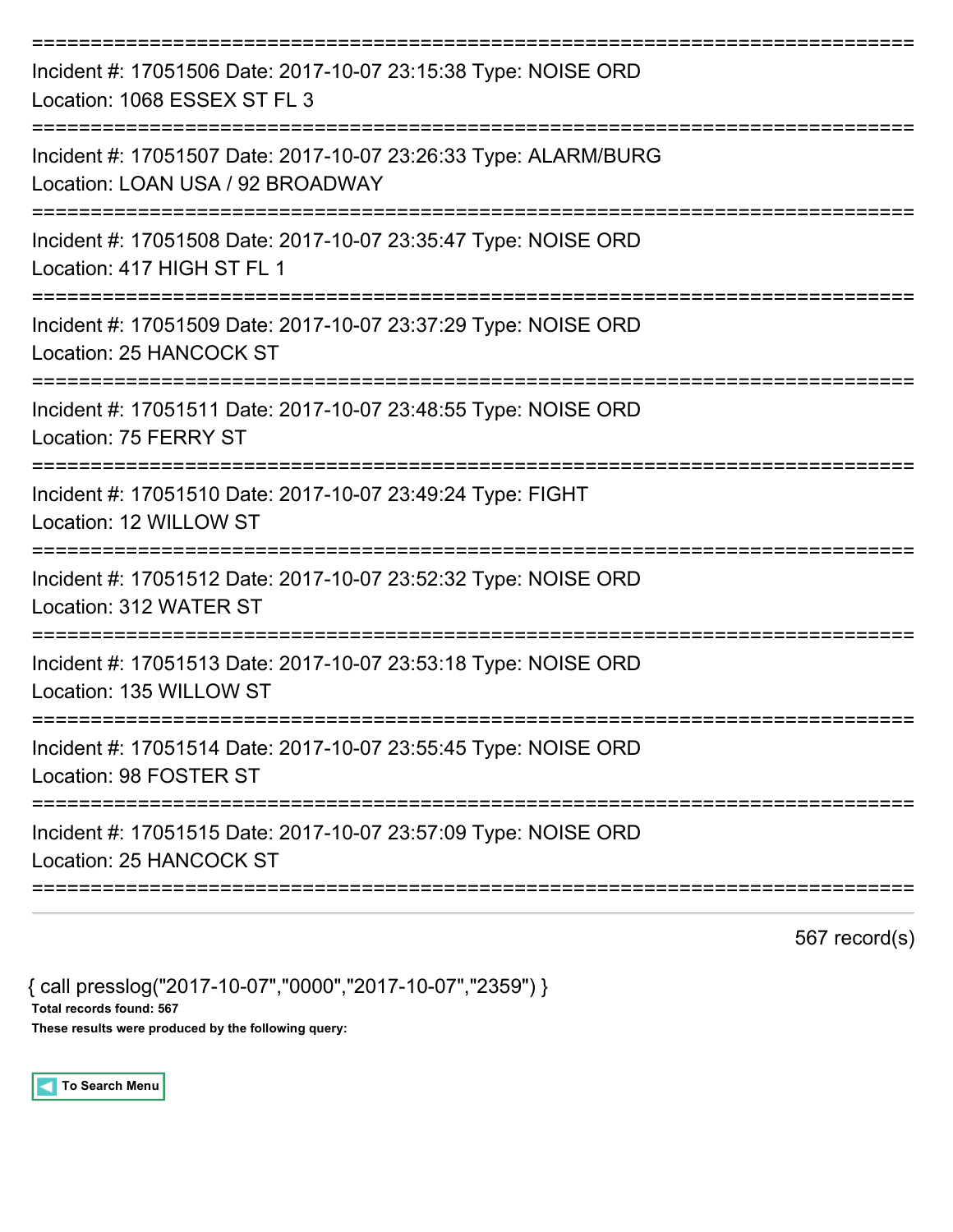===========================================================================

Incident #: 17051506 Date: 2017-10-07 23:15:38 Type: NOISE ORD
Location: 1068 ESSEX ST FL 3

===========================================================================

Incident #: 17051507 Date: 2017-10-07 23:26:33 Type: ALARM/BURG
Location: LOAN USA / 92 BROADWAY

===========================================================================

Incident #: 17051508 Date: 2017-10-07 23:35:47 Type: NOISE ORD
Location: 417 HIGH ST FL 1

===========================================================================

Incident #: 17051509 Date: 2017-10-07 23:37:29 Type: NOISE ORD
Location: 25 HANCOCK ST

===========================================================================

Incident #: 17051511 Date: 2017-10-07 23:48:55 Type: NOISE ORD
Location: 75 FERRY ST

===========================================================================

Incident #: 17051510 Date: 2017-10-07 23:49:24 Type: FIGHT
Location: 12 WILLOW ST

===========================================================================

Incident #: 17051512 Date: 2017-10-07 23:52:32 Type: NOISE ORD
Location: 312 WATER ST

===========================================================================

Incident #: 17051513 Date: 2017-10-07 23:53:18 Type: NOISE ORD
Location: 135 WILLOW ST

===========================================================================

Incident #: 17051514 Date: 2017-10-07 23:55:45 Type: NOISE ORD
Location: 98 FOSTER ST

===========================================================================

Incident #: 17051515 Date: 2017-10-07 23:57:09 Type: NOISE ORD
Location: 25 HANCOCK ST

===========================================================================

567 record(s)

{ call presslog("2017-10-07","0000","2017-10-07","2359") }

**Total records found: 567**

**These results were produced by the following query:**

To Search Menu